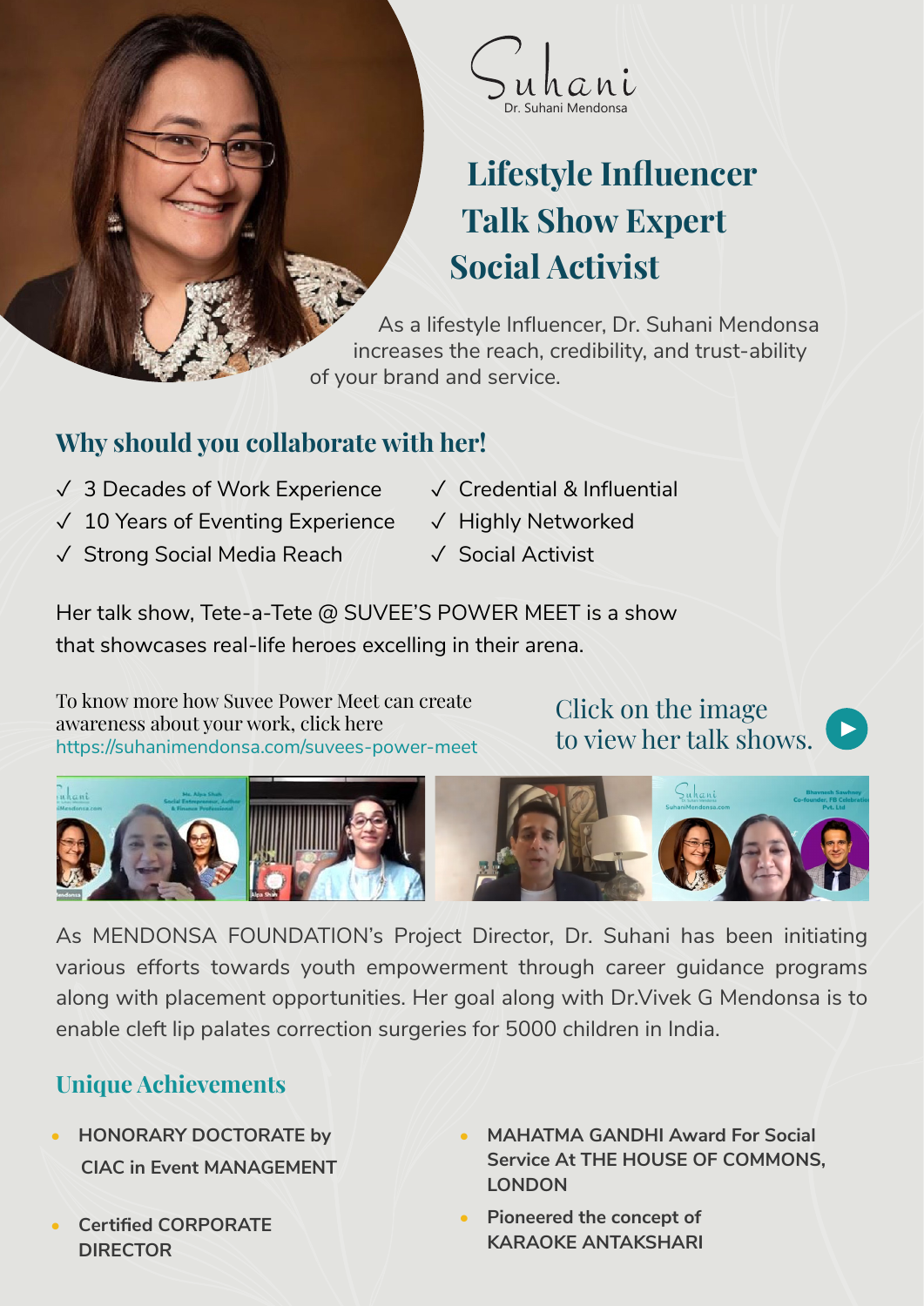Suhani

Dr. Suhani Mendonsa

# Lifestyle Influencer
# Talk Show Expert
# Social Activist

As a lifestyle Influencer, Dr. Suhani Mendonsa increases the reach, credibility, and trust-ability of your brand and service.

## Why should you collaborate with her!

- ✓ 3 Decades of Work Experience
- ✓ 10 Years of Eventing Experience
- ✓ Strong Social Media Reach
- ✓ Credential & Influential
- ✓ Highly Networked
- ✓ Social Activist

Her talk show, Tete-a-Tete @ SUVEE'S POWER MEET is a show that showcases real-life heroes excelling in their arena.

To know more how Suvee Power Meet can create awareness about your work, click here
https://suhanimendonsa.com/suvees-power-meet

Click on the image to view her talk shows.

As MENDONSA FOUNDATION's Project Director, Dr. Suhani has been initiating various efforts towards youth empowerment through career guidance programs along with placement opportunities. Her goal along with Dr.Vivek G Mendonsa is to enable cleft lip palates correction surgeries for 5000 children in India.

## Unique Achievements

- **HONORARY DOCTORATE by CIAC in Event MANAGEMENT**
- **Certified CORPORATE DIRECTOR**
- **MAHATMA GANDHI Award For Social Service At THE HOUSE OF COMMONS, LONDON**
- **Pioneered the concept of KARAOKE ANTAKSHARI**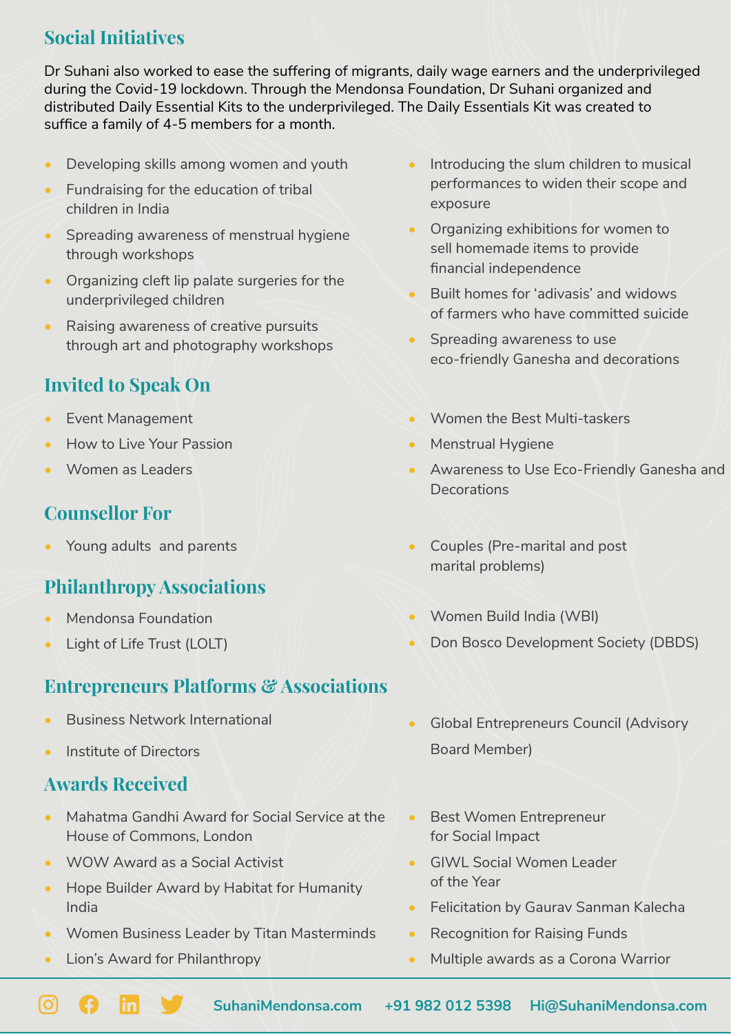## Social Initiatives

Dr Suhani also worked to ease the suffering of migrants, daily wage earners and the underprivileged during the Covid-19 lockdown. Through the Mendonsa Foundation, Dr Suhani organized and distributed Daily Essential Kits to the underprivileged. The Daily Essentials Kit was created to suffice a family of 4-5 members for a month.

- Developing skills among women and youth
- Fundraising for the education of tribal children in India
- Spreading awareness of menstrual hygiene through workshops
- Organizing cleft lip palate surgeries for the underprivileged children
- Raising awareness of creative pursuits through art and photography workshops
- Introducing the slum children to musical performances to widen their scope and exposure
- Organizing exhibitions for women to sell homemade items to provide financial independence
- Built homes for 'adivasis' and widows of farmers who have committed suicide
- Spreading awareness to use eco-friendly Ganesha and decorations

## Invited to Speak On

- Event Management
- How to Live Your Passion
- Women as Leaders
- Women the Best Multi-taskers
- Menstrual Hygiene
- Awareness to Use Eco-Friendly Ganesha and Decorations

## Counsellor For

- Young adults and parents
- Couples (Pre-marital and post marital problems)

## Philanthropy Associations

- Mendonsa Foundation
- Light of Life Trust (LOLT)
- Women Build India (WBI)
- Don Bosco Development Society (DBDS)

## Entrepreneurs Platforms & Associations

- Business Network International
- Institute of Directors
- Global Entrepreneurs Council (Advisory Board Member)

## Awards Received

- Mahatma Gandhi Award for Social Service at the House of Commons, London
- WOW Award as a Social Activist
- Hope Builder Award by Habitat for Humanity India
- Women Business Leader by Titan Masterminds
- Lion's Award for Philanthropy
- Best Women Entrepreneur for Social Impact
- GIWL Social Women Leader of the Year
- Felicitation by Gaurav Sanman Kalecha
- Recognition for Raising Funds
- Multiple awards as a Corona Warrior

SuhaniMendonsa.com | +91 982 012 5398 | Hi@SuhaniMendonsa.com